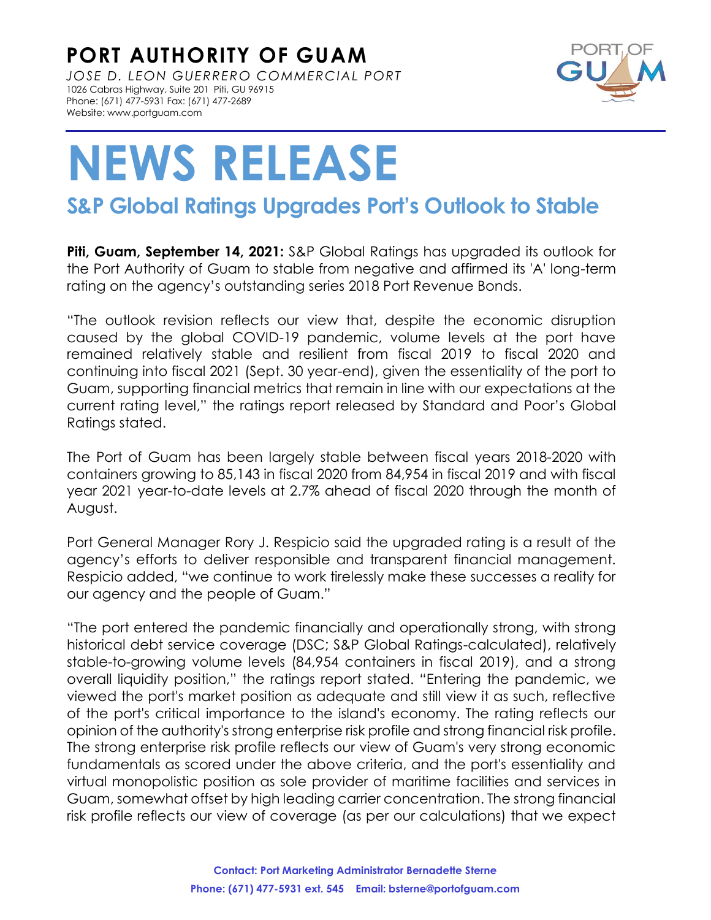# PORT AUTHORITY OF GUAM

*JOSE D. LEON GUERRERO COMMERCIAL PORT*
1026 Cabras Highway, Suite 201 Piti, GU 96915
Phone: (671) 477-5931 Fax: (671) 477-2689
Website: www.portguam.com

# NEWS RELEASE

## S&P Global Ratings Upgrades Port's Outlook to Stable

**Piti, Guam, September 14, 2021:** S&P Global Ratings has upgraded its outlook for the Port Authority of Guam to stable from negative and affirmed its 'A' long-term rating on the agency's outstanding series 2018 Port Revenue Bonds.

"The outlook revision reflects our view that, despite the economic disruption caused by the global COVID-19 pandemic, volume levels at the port have remained relatively stable and resilient from fiscal 2019 to fiscal 2020 and continuing into fiscal 2021 (Sept. 30 year-end), given the essentiality of the port to Guam, supporting financial metrics that remain in line with our expectations at the current rating level," the ratings report released by Standard and Poor's Global Ratings stated.

The Port of Guam has been largely stable between fiscal years 2018-2020 with containers growing to 85,143 in fiscal 2020 from 84,954 in fiscal 2019 and with fiscal year 2021 year-to-date levels at 2.7% ahead of fiscal 2020 through the month of August.

Port General Manager Rory J. Respicio said the upgraded rating is a result of the agency's efforts to deliver responsible and transparent financial management. Respicio added, "we continue to work tirelessly make these successes a reality for our agency and the people of Guam."

"The port entered the pandemic financially and operationally strong, with strong historical debt service coverage (DSC; S&P Global Ratings-calculated), relatively stable-to-growing volume levels (84,954 containers in fiscal 2019), and a strong overall liquidity position," the ratings report stated. "Entering the pandemic, we viewed the port's market position as adequate and still view it as such, reflective of the port's critical importance to the island's economy. The rating reflects our opinion of the authority's strong enterprise risk profile and strong financial risk profile. The strong enterprise risk profile reflects our view of Guam's very strong economic fundamentals as scored under the above criteria, and the port's essentiality and virtual monopolistic position as sole provider of maritime facilities and services in Guam, somewhat offset by high leading carrier concentration. The strong financial risk profile reflects our view of coverage (as per our calculations) that we expect

**Contact: Port Marketing Administrator Bernadette Sterne**
**Phone: (671) 477-5931 ext. 545 Email: bsterne@portofguam.com**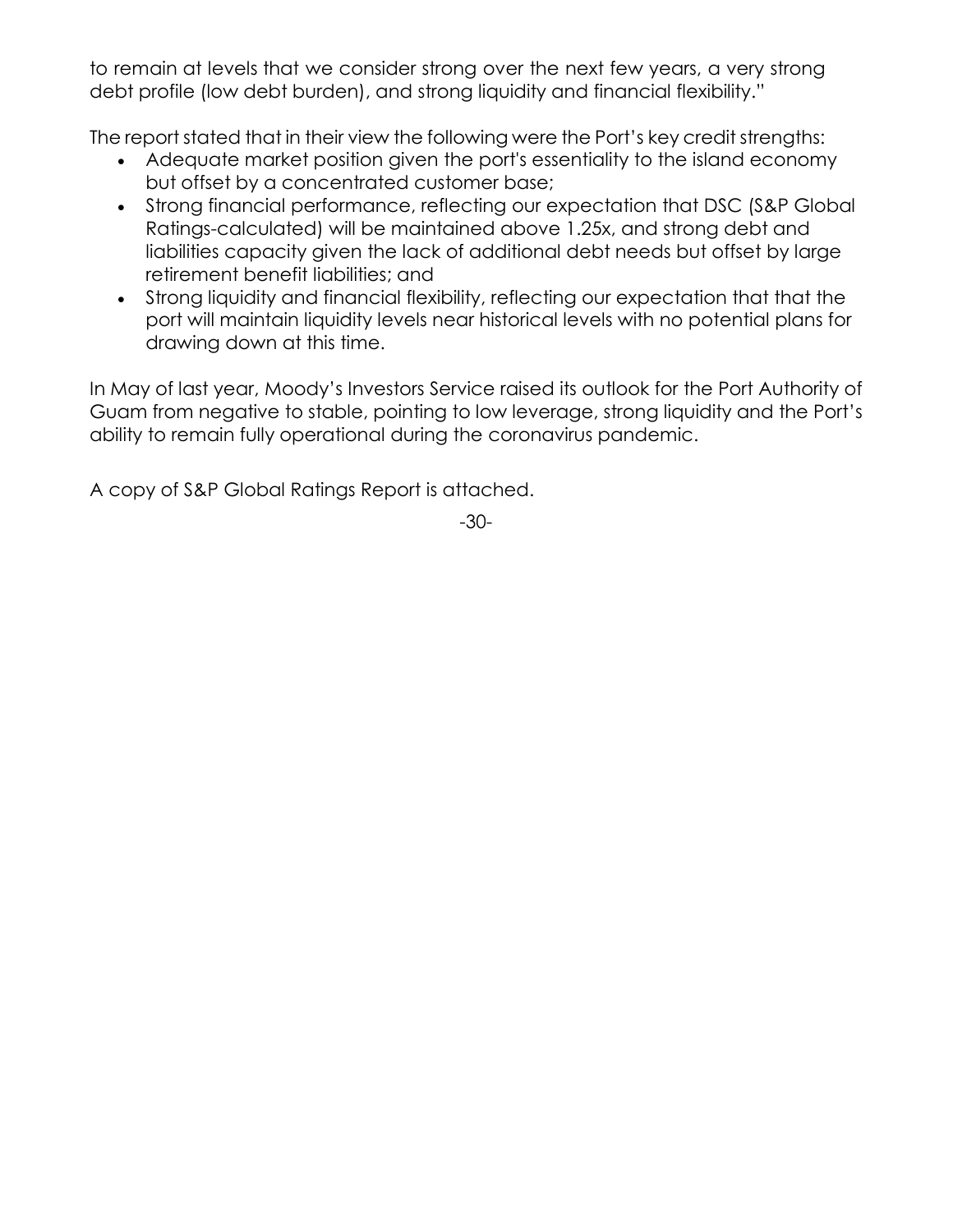to remain at levels that we consider strong over the next few years, a very strong debt profile (low debt burden), and strong liquidity and financial flexibility."

The report stated that in their view the following were the Port's key credit strengths:

- Adequate market position given the port's essentiality to the island economy but offset by a concentrated customer base;
- Strong financial performance, reflecting our expectation that DSC (S&P Global Ratings-calculated) will be maintained above 1.25x, and strong debt and liabilities capacity given the lack of additional debt needs but offset by large retirement benefit liabilities; and
- Strong liquidity and financial flexibility, reflecting our expectation that that the port will maintain liquidity levels near historical levels with no potential plans for drawing down at this time.

In May of last year, Moody's Investors Service raised its outlook for the Port Authority of Guam from negative to stable, pointing to low leverage, strong liquidity and the Port's ability to remain fully operational during the coronavirus pandemic.

A copy of S&P Global Ratings Report is attached.

-30-